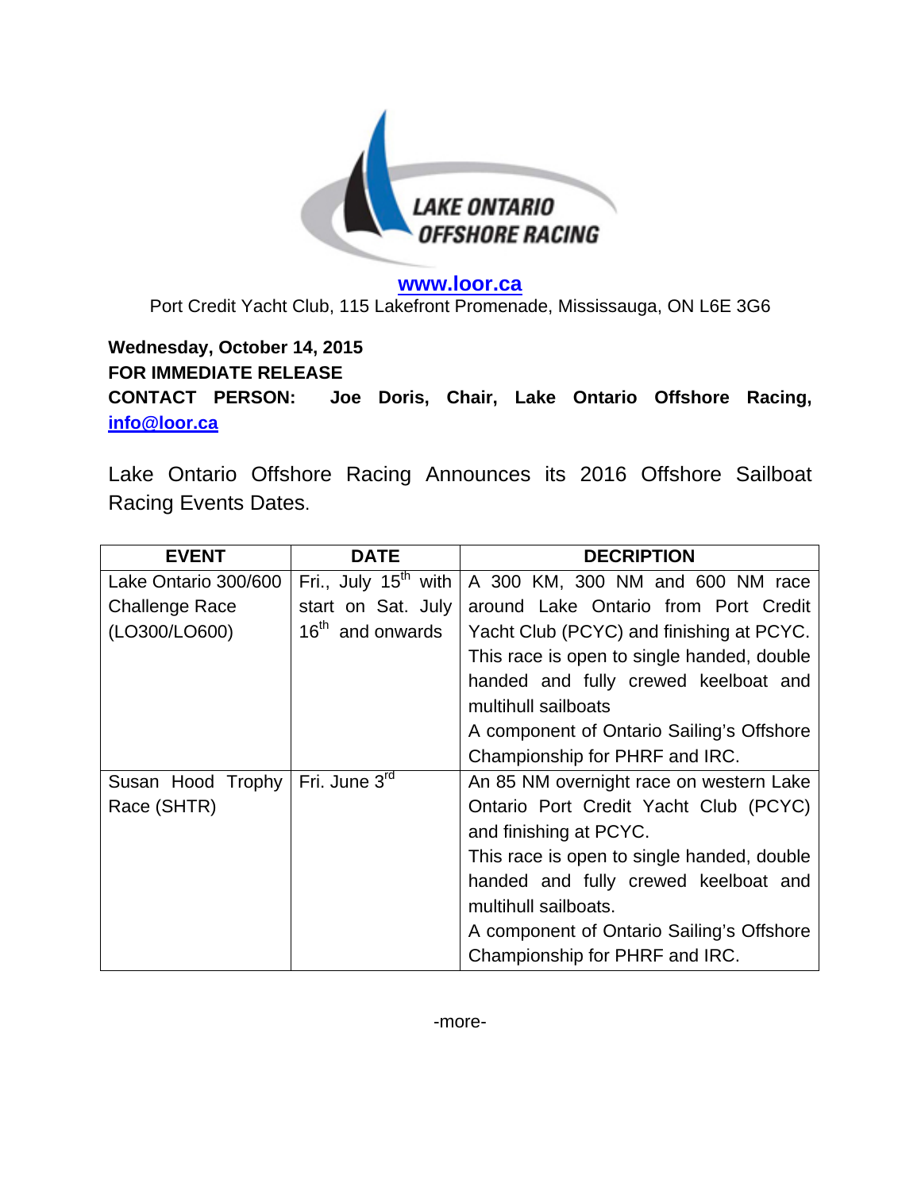LAKE ONTARIO OFFSHORE RACING

**[www.loor.ca](http://www.loor.ca)**

Port Credit Yacht Club, 115 Lakefront Promenade, Mississauga, ON L6E 3G6

**Wednesday, October 14, 2015**

**FOR IMMEDIATE RELEASE**

**CONTACT PERSON: Joe Doris, Chair, Lake Ontario Offshore Racing, [info@loor.ca](mailto:info@loor.ca)**

Lake Ontario Offshore Racing Announces its 2016 Offshore Sailboat Racing Events Dates.

| EVENT | DATE | DECRIPTION |
| --- | --- | --- |
| Lake Ontario 300/600 Challenge Race (LO300/LO600) | Fri., July 15th with start on Sat. July 16th and onwards | A 300 KM, 300 NM and 600 NM race around Lake Ontario from Port Credit Yacht Club (PCYC) and finishing at PCYC. This race is open to single handed, double handed and fully crewed keelboat and multihull sailboats<br>A component of Ontario Sailing's Offshore Championship for PHRF and IRC. |
| Susan Hood Trophy Race (SHTR) | Fri. June 3rd | An 85 NM overnight race on western Lake Ontario Port Credit Yacht Club (PCYC) and finishing at PCYC.<br>This race is open to single handed, double handed and fully crewed keelboat and multihull sailboats.<br>A component of Ontario Sailing's Offshore Championship for PHRF and IRC. |

-more-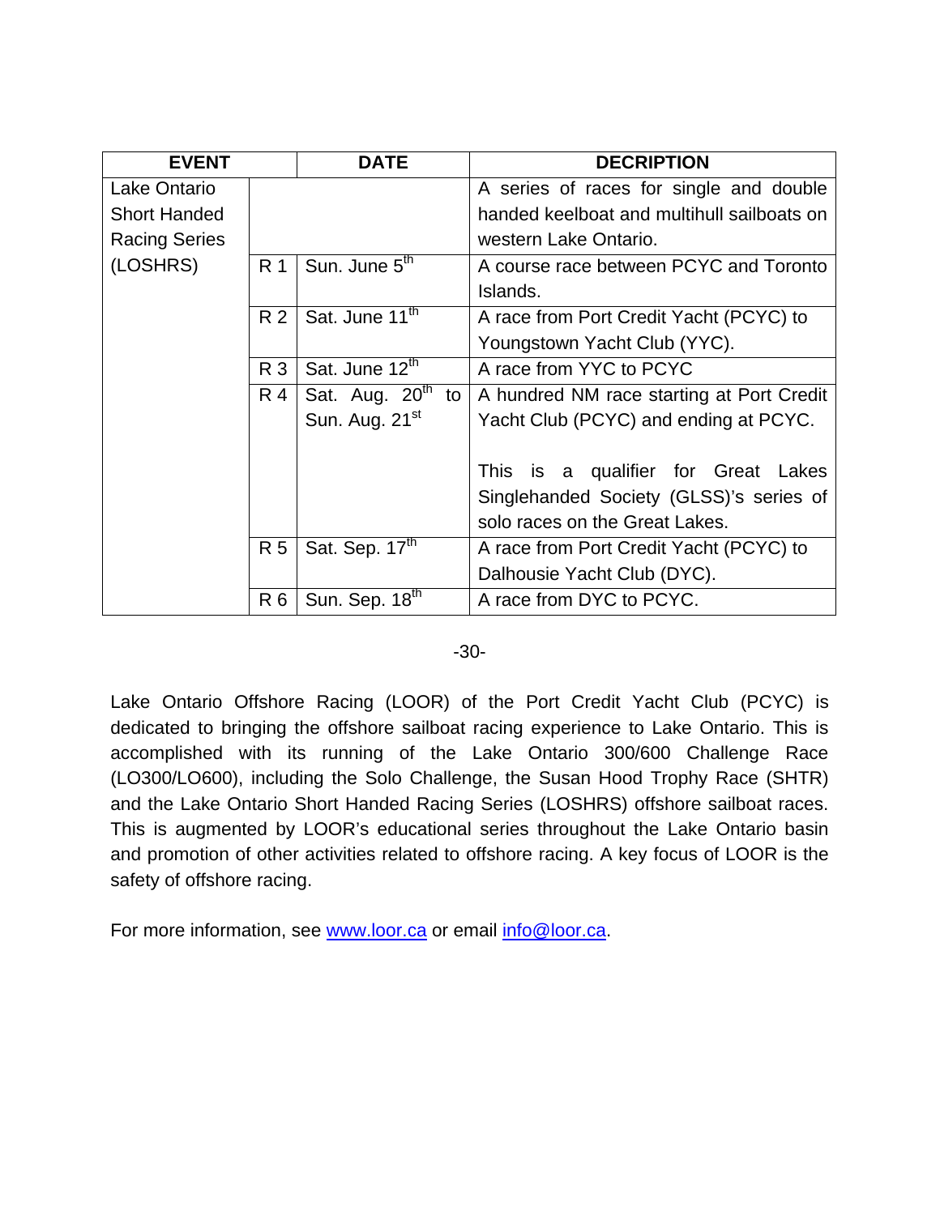| EVENT | | DATE | DECRIPTION |
|---|---|---|---|
| Lake Ontario Short Handed Racing Series (LOSHRS) | | | A series of races for single and double handed keelboat and multihull sailboats on western Lake Ontario. |
| | R 1 | Sun. June 5th | A course race between PCYC and Toronto Islands. |
| | R 2 | Sat. June 11th | A race from Port Credit Yacht (PCYC) to Youngstown Yacht Club (YYC). |
| | R 3 | Sat. June 12th | A race from YYC to PCYC |
| | R 4 | Sat. Aug. 20th to Sun. Aug. 21st | A hundred NM race starting at Port Credit Yacht Club (PCYC) and ending at PCYC.<br><br>This is a qualifier for Great Lakes Singlehanded Society (GLSS)'s series of solo races on the Great Lakes. |
| | R 5 | Sat. Sep. 17th | A race from Port Credit Yacht (PCYC) to Dalhousie Yacht Club (DYC). |
| | R 6 | Sun. Sep. 18th | A race from DYC to PCYC. |

Lake Ontario Offshore Racing (LOOR) of the Port Credit Yacht Club (PCYC) is dedicated to bringing the offshore sailboat racing experience to Lake Ontario. This is accomplished with its running of the Lake Ontario 300/600 Challenge Race (LO300/LO600), including the Solo Challenge, the Susan Hood Trophy Race (SHTR) and the Lake Ontario Short Handed Racing Series (LOSHRS) offshore sailboat races. This is augmented by LOOR's educational series throughout the Lake Ontario basin and promotion of other activities related to offshore racing. A key focus of LOOR is the safety of offshore racing.

For more information, see [www.loor.ca](http://www.loor.ca) or email [info@loor.ca](mailto:info@loor.ca).